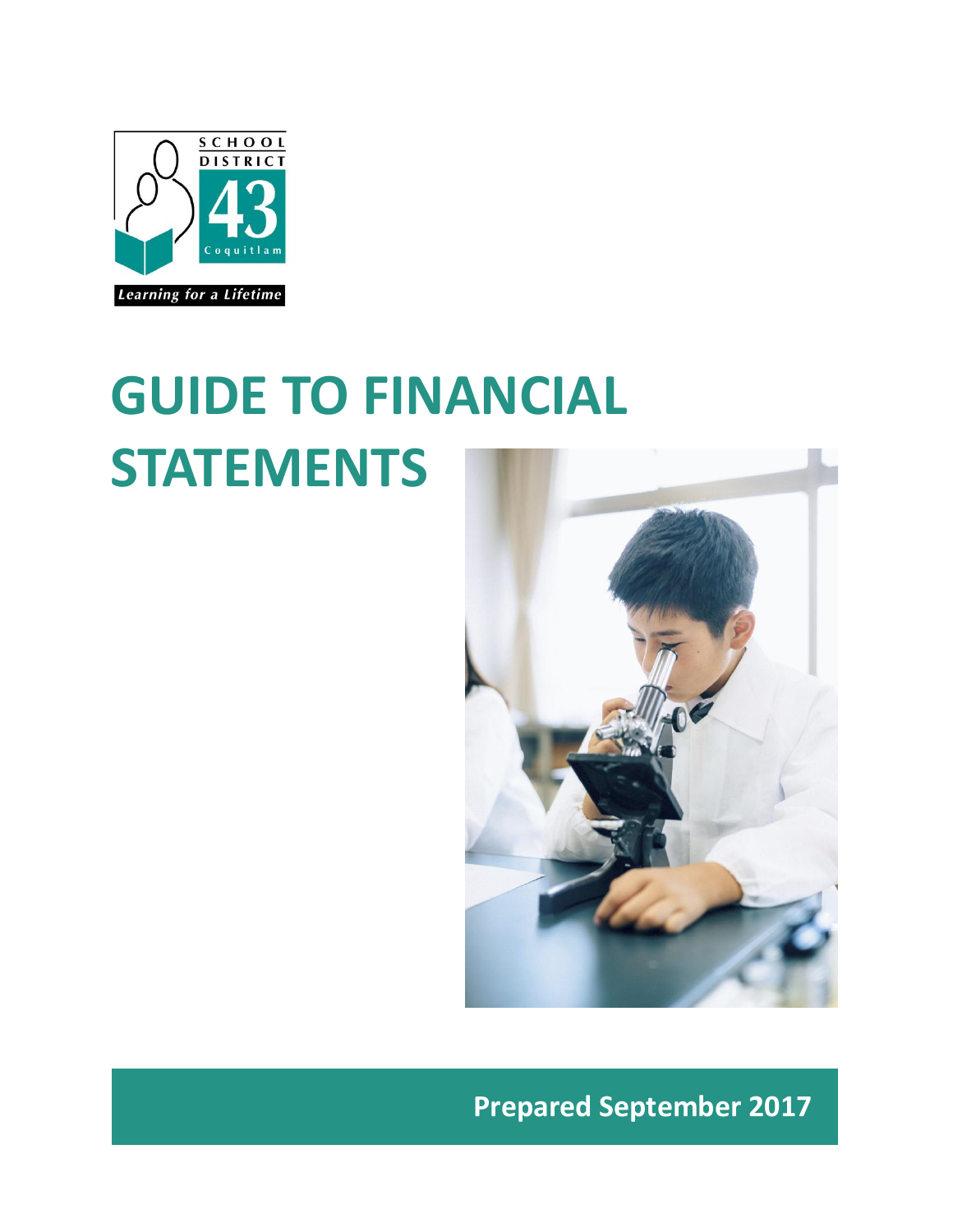SCHOOL DISTRICT 43 Coquitlam

*Learning for a Lifetime*

# GUIDE TO FINANCIAL STATEMENTS

**Prepared September 2017**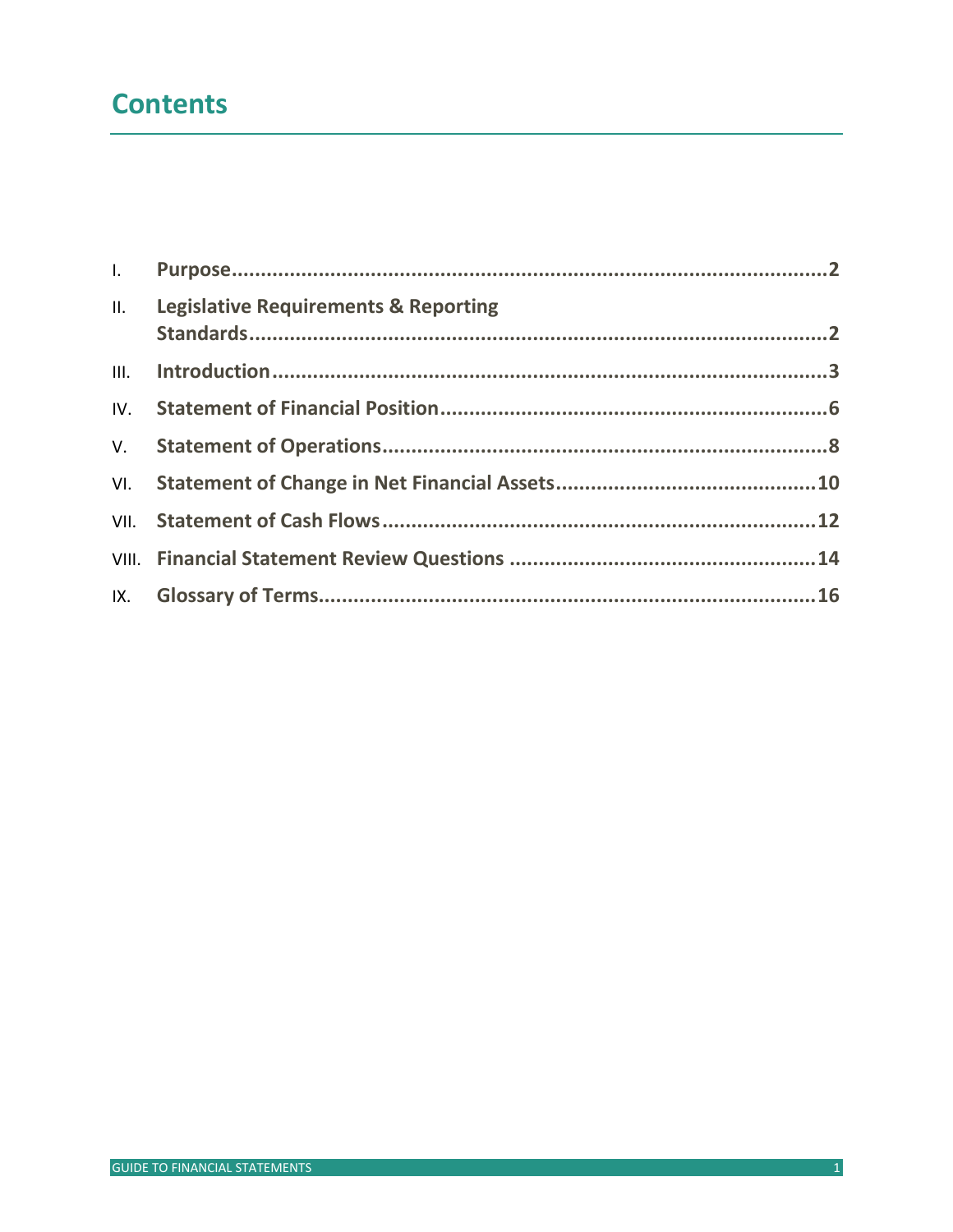# Contents

I. **Purpose**..........2

II. **Legislative Requirements & Reporting Standards**..........2

III. **Introduction**..........3

IV. **Statement of Financial Position**..........6

V. **Statement of Operations**..........8

VI. **Statement of Change in Net Financial Assets**..........10

VII. **Statement of Cash Flows**..........12

VIII. **Financial Statement Review Questions**..........14

IX. **Glossary of Terms**..........16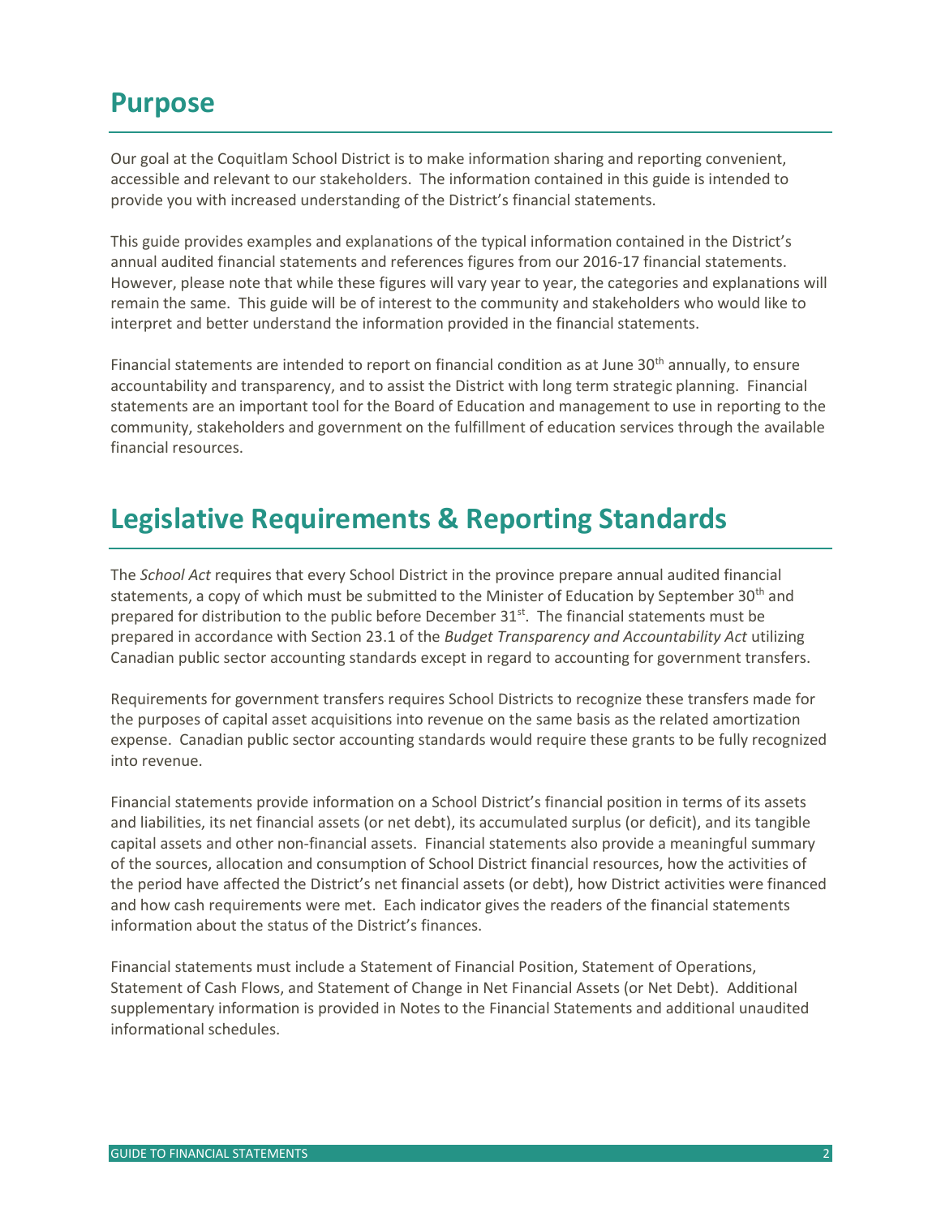## Purpose

Our goal at the Coquitlam School District is to make information sharing and reporting convenient, accessible and relevant to our stakeholders. The information contained in this guide is intended to provide you with increased understanding of the District's financial statements.

This guide provides examples and explanations of the typical information contained in the District's annual audited financial statements and references figures from our 2016-17 financial statements. However, please note that while these figures will vary year to year, the categories and explanations will remain the same. This guide will be of interest to the community and stakeholders who would like to interpret and better understand the information provided in the financial statements.

Financial statements are intended to report on financial condition as at June 30th annually, to ensure accountability and transparency, and to assist the District with long term strategic planning. Financial statements are an important tool for the Board of Education and management to use in reporting to the community, stakeholders and government on the fulfillment of education services through the available financial resources.

## Legislative Requirements & Reporting Standards

The *School Act* requires that every School District in the province prepare annual audited financial statements, a copy of which must be submitted to the Minister of Education by September 30th and prepared for distribution to the public before December 31st. The financial statements must be prepared in accordance with Section 23.1 of the *Budget Transparency and Accountability Act* utilizing Canadian public sector accounting standards except in regard to accounting for government transfers.

Requirements for government transfers requires School Districts to recognize these transfers made for the purposes of capital asset acquisitions into revenue on the same basis as the related amortization expense. Canadian public sector accounting standards would require these grants to be fully recognized into revenue.

Financial statements provide information on a School District's financial position in terms of its assets and liabilities, its net financial assets (or net debt), its accumulated surplus (or deficit), and its tangible capital assets and other non-financial assets. Financial statements also provide a meaningful summary of the sources, allocation and consumption of School District financial resources, how the activities of the period have affected the District's net financial assets (or debt), how District activities were financed and how cash requirements were met. Each indicator gives the readers of the financial statements information about the status of the District's finances.

Financial statements must include a Statement of Financial Position, Statement of Operations, Statement of Cash Flows, and Statement of Change in Net Financial Assets (or Net Debt). Additional supplementary information is provided in Notes to the Financial Statements and additional unaudited informational schedules.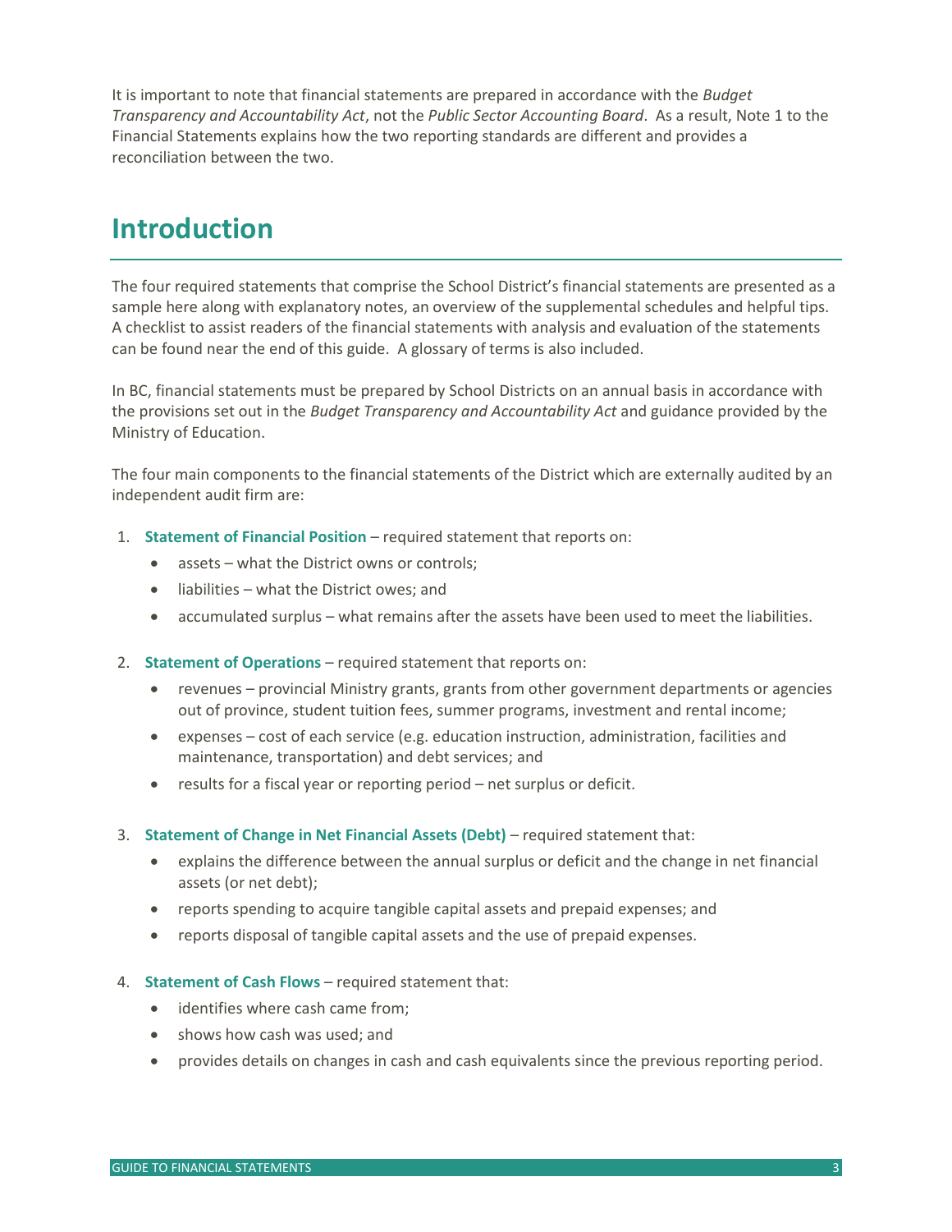It is important to note that financial statements are prepared in accordance with the *Budget Transparency and Accountability Act*, not the *Public Sector Accounting Board*. As a result, Note 1 to the Financial Statements explains how the two reporting standards are different and provides a reconciliation between the two.

# Introduction

The four required statements that comprise the School District's financial statements are presented as a sample here along with explanatory notes, an overview of the supplemental schedules and helpful tips. A checklist to assist readers of the financial statements with analysis and evaluation of the statements can be found near the end of this guide. A glossary of terms is also included.

In BC, financial statements must be prepared by School Districts on an annual basis in accordance with the provisions set out in the *Budget Transparency and Accountability Act* and guidance provided by the Ministry of Education.

The four main components to the financial statements of the District which are externally audited by an independent audit firm are:

1. **Statement of Financial Position** – required statement that reports on:
    - assets – what the District owns or controls;
    - liabilities – what the District owes; and
    - accumulated surplus – what remains after the assets have been used to meet the liabilities.
2. **Statement of Operations** – required statement that reports on:
    - revenues – provincial Ministry grants, grants from other government departments or agencies out of province, student tuition fees, summer programs, investment and rental income;
    - expenses – cost of each service (e.g. education instruction, administration, facilities and maintenance, transportation) and debt services; and
    - results for a fiscal year or reporting period – net surplus or deficit.
3. **Statement of Change in Net Financial Assets (Debt)** – required statement that:
    - explains the difference between the annual surplus or deficit and the change in net financial assets (or net debt);
    - reports spending to acquire tangible capital assets and prepaid expenses; and
    - reports disposal of tangible capital assets and the use of prepaid expenses.
4. **Statement of Cash Flows** – required statement that:
    - identifies where cash came from;
    - shows how cash was used; and
    - provides details on changes in cash and cash equivalents since the previous reporting period.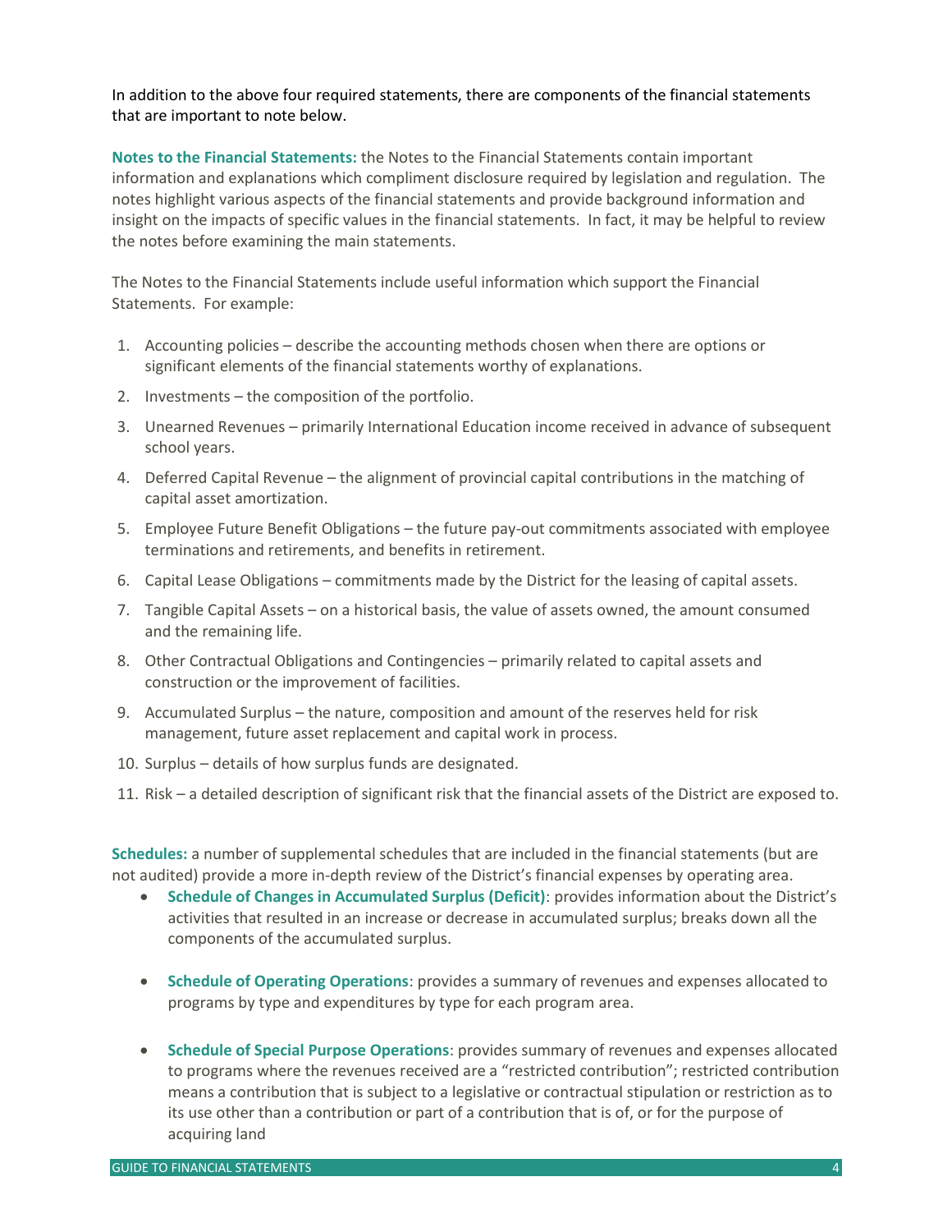In addition to the above four required statements, there are components of the financial statements that are important to note below.

**Notes to the Financial Statements:** the Notes to the Financial Statements contain important information and explanations which compliment disclosure required by legislation and regulation. The notes highlight various aspects of the financial statements and provide background information and insight on the impacts of specific values in the financial statements. In fact, it may be helpful to review the notes before examining the main statements.

The Notes to the Financial Statements include useful information which support the Financial Statements. For example:

1. Accounting policies – describe the accounting methods chosen when there are options or significant elements of the financial statements worthy of explanations.
2. Investments – the composition of the portfolio.
3. Unearned Revenues – primarily International Education income received in advance of subsequent school years.
4. Deferred Capital Revenue – the alignment of provincial capital contributions in the matching of capital asset amortization.
5. Employee Future Benefit Obligations – the future pay-out commitments associated with employee terminations and retirements, and benefits in retirement.
6. Capital Lease Obligations – commitments made by the District for the leasing of capital assets.
7. Tangible Capital Assets – on a historical basis, the value of assets owned, the amount consumed and the remaining life.
8. Other Contractual Obligations and Contingencies – primarily related to capital assets and construction or the improvement of facilities.
9. Accumulated Surplus – the nature, composition and amount of the reserves held for risk management, future asset replacement and capital work in process.
10. Surplus – details of how surplus funds are designated.
11. Risk – a detailed description of significant risk that the financial assets of the District are exposed to.

**Schedules:** a number of supplemental schedules that are included in the financial statements (but are not audited) provide a more in-depth review of the District's financial expenses by operating area.

- **Schedule of Changes in Accumulated Surplus (Deficit)**: provides information about the District's activities that resulted in an increase or decrease in accumulated surplus; breaks down all the components of the accumulated surplus.
- **Schedule of Operating Operations**: provides a summary of revenues and expenses allocated to programs by type and expenditures by type for each program area.
- **Schedule of Special Purpose Operations**: provides summary of revenues and expenses allocated to programs where the revenues received are a "restricted contribution"; restricted contribution means a contribution that is subject to a legislative or contractual stipulation or restriction as to its use other than a contribution or part of a contribution that is of, or for the purpose of acquiring land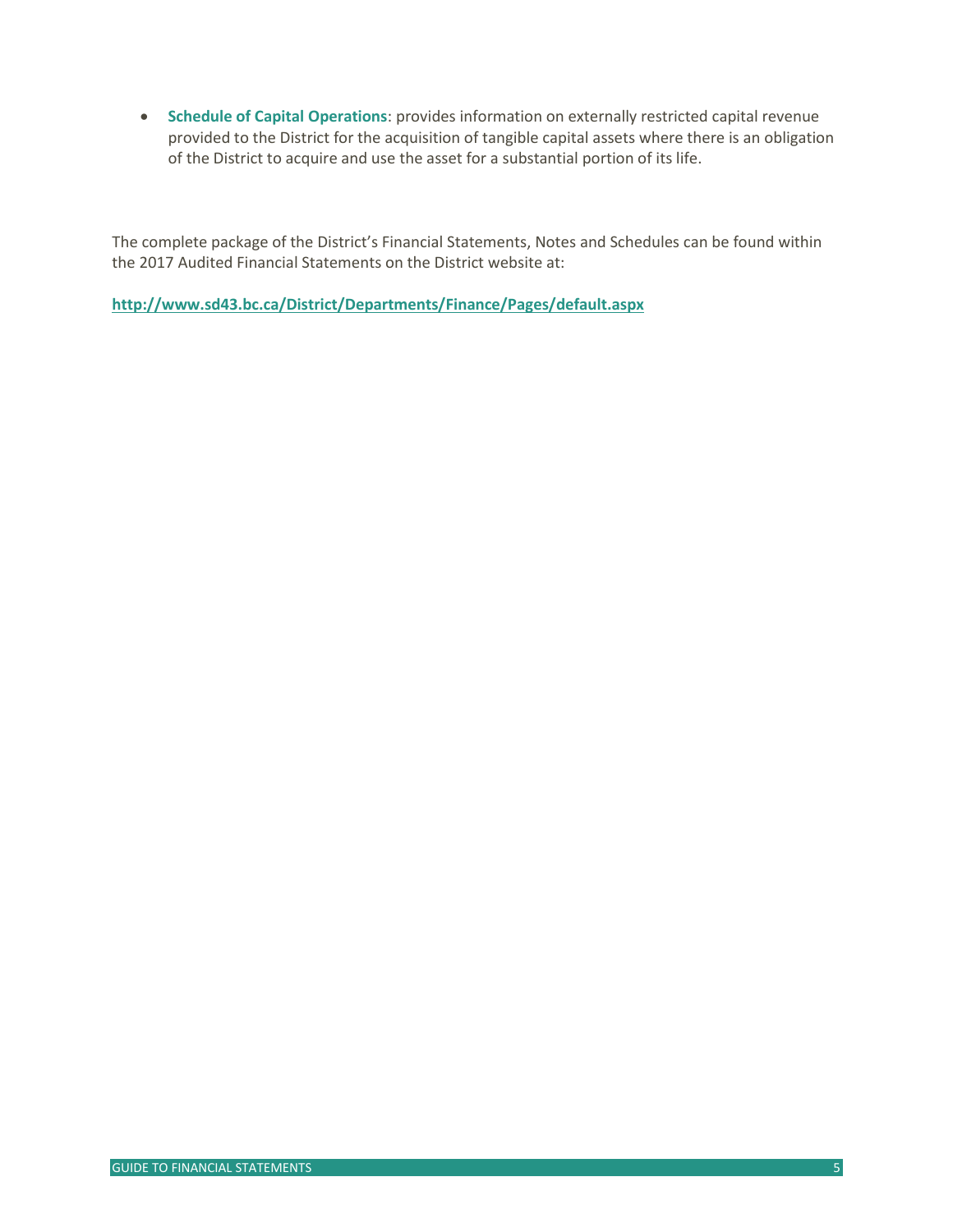- **Schedule of Capital Operations**: provides information on externally restricted capital revenue provided to the District for the acquisition of tangible capital assets where there is an obligation of the District to acquire and use the asset for a substantial portion of its life.

The complete package of the District's Financial Statements, Notes and Schedules can be found within the 2017 Audited Financial Statements on the District website at:

**http://www.sd43.bc.ca/District/Departments/Finance/Pages/default.aspx**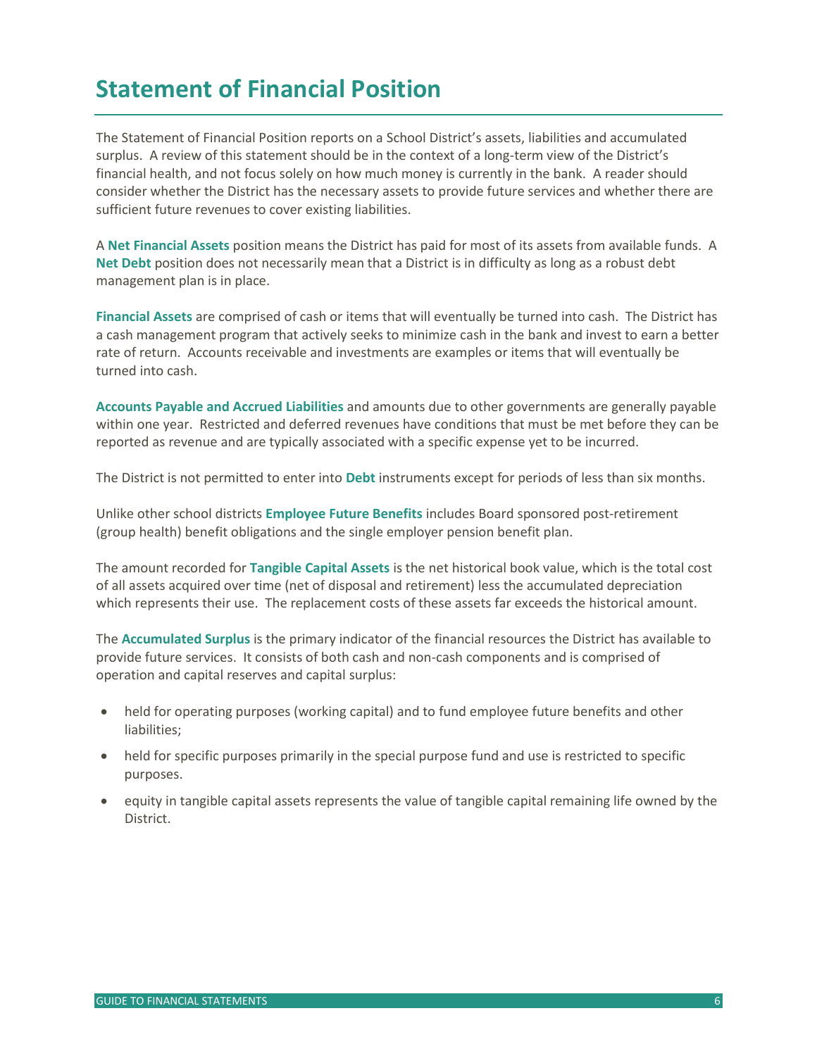# Statement of Financial Position

The Statement of Financial Position reports on a School District's assets, liabilities and accumulated surplus. A review of this statement should be in the context of a long-term view of the District's financial health, and not focus solely on how much money is currently in the bank. A reader should consider whether the District has the necessary assets to provide future services and whether there are sufficient future revenues to cover existing liabilities.

A **Net Financial Assets** position means the District has paid for most of its assets from available funds. A **Net Debt** position does not necessarily mean that a District is in difficulty as long as a robust debt management plan is in place.

**Financial Assets** are comprised of cash or items that will eventually be turned into cash. The District has a cash management program that actively seeks to minimize cash in the bank and invest to earn a better rate of return. Accounts receivable and investments are examples or items that will eventually be turned into cash.

**Accounts Payable and Accrued Liabilities** and amounts due to other governments are generally payable within one year. Restricted and deferred revenues have conditions that must be met before they can be reported as revenue and are typically associated with a specific expense yet to be incurred.

The District is not permitted to enter into **Debt** instruments except for periods of less than six months.

Unlike other school districts **Employee Future Benefits** includes Board sponsored post-retirement (group health) benefit obligations and the single employer pension benefit plan.

The amount recorded for **Tangible Capital Assets** is the net historical book value, which is the total cost of all assets acquired over time (net of disposal and retirement) less the accumulated depreciation which represents their use. The replacement costs of these assets far exceeds the historical amount.

The **Accumulated Surplus** is the primary indicator of the financial resources the District has available to provide future services. It consists of both cash and non-cash components and is comprised of operation and capital reserves and capital surplus:

- held for operating purposes (working capital) and to fund employee future benefits and other liabilities;
- held for specific purposes primarily in the special purpose fund and use is restricted to specific purposes.
- equity in tangible capital assets represents the value of tangible capital remaining life owned by the District.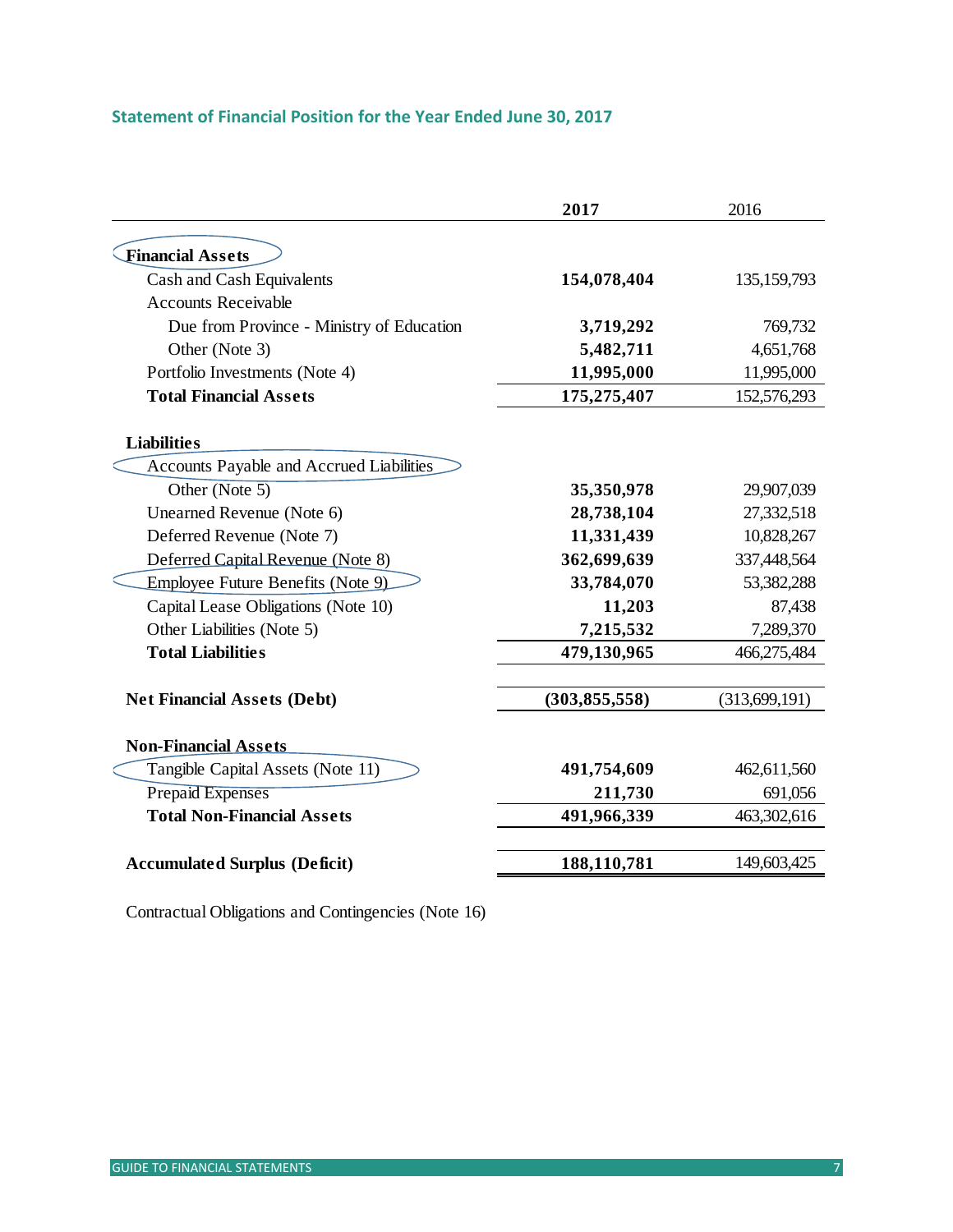## Statement of Financial Position for the Year Ended June 30, 2017

| | 2017 | 2016 |
|---|---|---|
| **Financial Assets** | | |
| Cash and Cash Equivalents | **154,078,404** | 135,159,793 |
| Accounts Receivable | | |
| Due from Province - Ministry of Education | **3,719,292** | 769,732 |
| Other (Note 3) | **5,482,711** | 4,651,768 |
| Portfolio Investments (Note 4) | **11,995,000** | 11,995,000 |
| **Total Financial Assets** | **175,275,407** | 152,576,293 |
| | | |
| **Liabilities** | | |
| Accounts Payable and Accrued Liabilities | | |
| Other (Note 5) | **35,350,978** | 29,907,039 |
| Unearned Revenue (Note 6) | **28,738,104** | 27,332,518 |
| Deferred Revenue (Note 7) | **11,331,439** | 10,828,267 |
| Deferred Capital Revenue (Note 8) | **362,699,639** | 337,448,564 |
| Employee Future Benefits (Note 9) | **33,784,070** | 53,382,288 |
| Capital Lease Obligations (Note 10) | **11,203** | 87,438 |
| Other Liabilities (Note 5) | **7,215,532** | 7,289,370 |
| **Total Liabilities** | **479,130,965** | 466,275,484 |
| | | |
| **Net Financial Assets (Debt)** | **(303,855,558)** | (313,699,191) |
| | | |
| **Non-Financial Assets** | | |
| Tangible Capital Assets (Note 11) | **491,754,609** | 462,611,560 |
| Prepaid Expenses | **211,730** | 691,056 |
| **Total Non-Financial Assets** | **491,966,339** | 463,302,616 |
| | | |
| **Accumulated Surplus (Deficit)** | **188,110,781** | 149,603,425 |

Contractual Obligations and Contingencies (Note 16)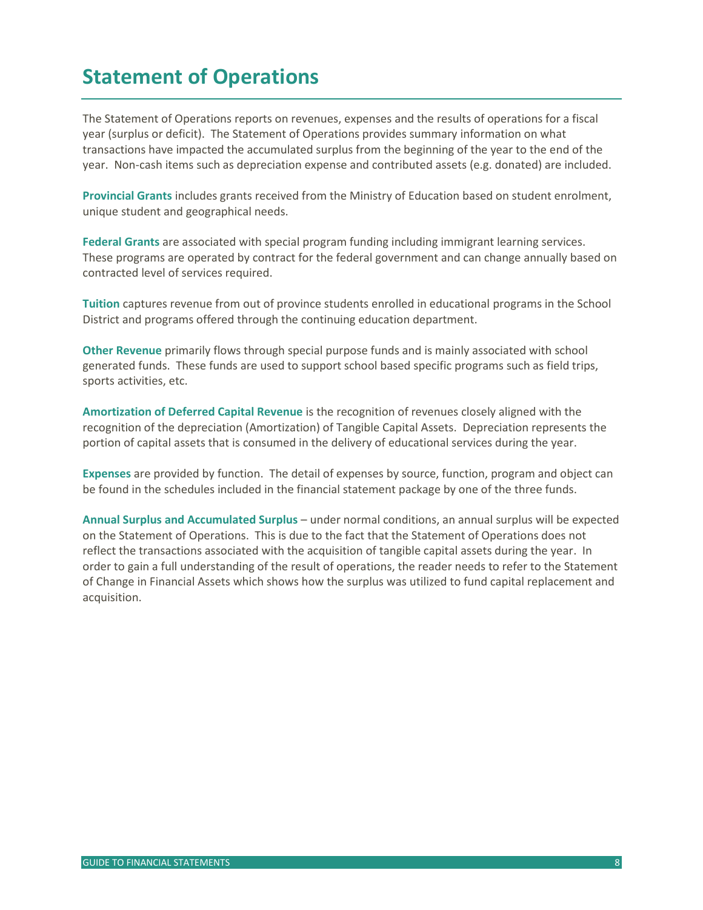# Statement of Operations

The Statement of Operations reports on revenues, expenses and the results of operations for a fiscal year (surplus or deficit). The Statement of Operations provides summary information on what transactions have impacted the accumulated surplus from the beginning of the year to the end of the year. Non-cash items such as depreciation expense and contributed assets (e.g. donated) are included.

**Provincial Grants** includes grants received from the Ministry of Education based on student enrolment, unique student and geographical needs.

**Federal Grants** are associated with special program funding including immigrant learning services. These programs are operated by contract for the federal government and can change annually based on contracted level of services required.

**Tuition** captures revenue from out of province students enrolled in educational programs in the School District and programs offered through the continuing education department.

**Other Revenue** primarily flows through special purpose funds and is mainly associated with school generated funds. These funds are used to support school based specific programs such as field trips, sports activities, etc.

**Amortization of Deferred Capital Revenue** is the recognition of revenues closely aligned with the recognition of the depreciation (Amortization) of Tangible Capital Assets. Depreciation represents the portion of capital assets that is consumed in the delivery of educational services during the year.

**Expenses** are provided by function. The detail of expenses by source, function, program and object can be found in the schedules included in the financial statement package by one of the three funds.

**Annual Surplus and Accumulated Surplus** – under normal conditions, an annual surplus will be expected on the Statement of Operations. This is due to the fact that the Statement of Operations does not reflect the transactions associated with the acquisition of tangible capital assets during the year. In order to gain a full understanding of the result of operations, the reader needs to refer to the Statement of Change in Financial Assets which shows how the surplus was utilized to fund capital replacement and acquisition.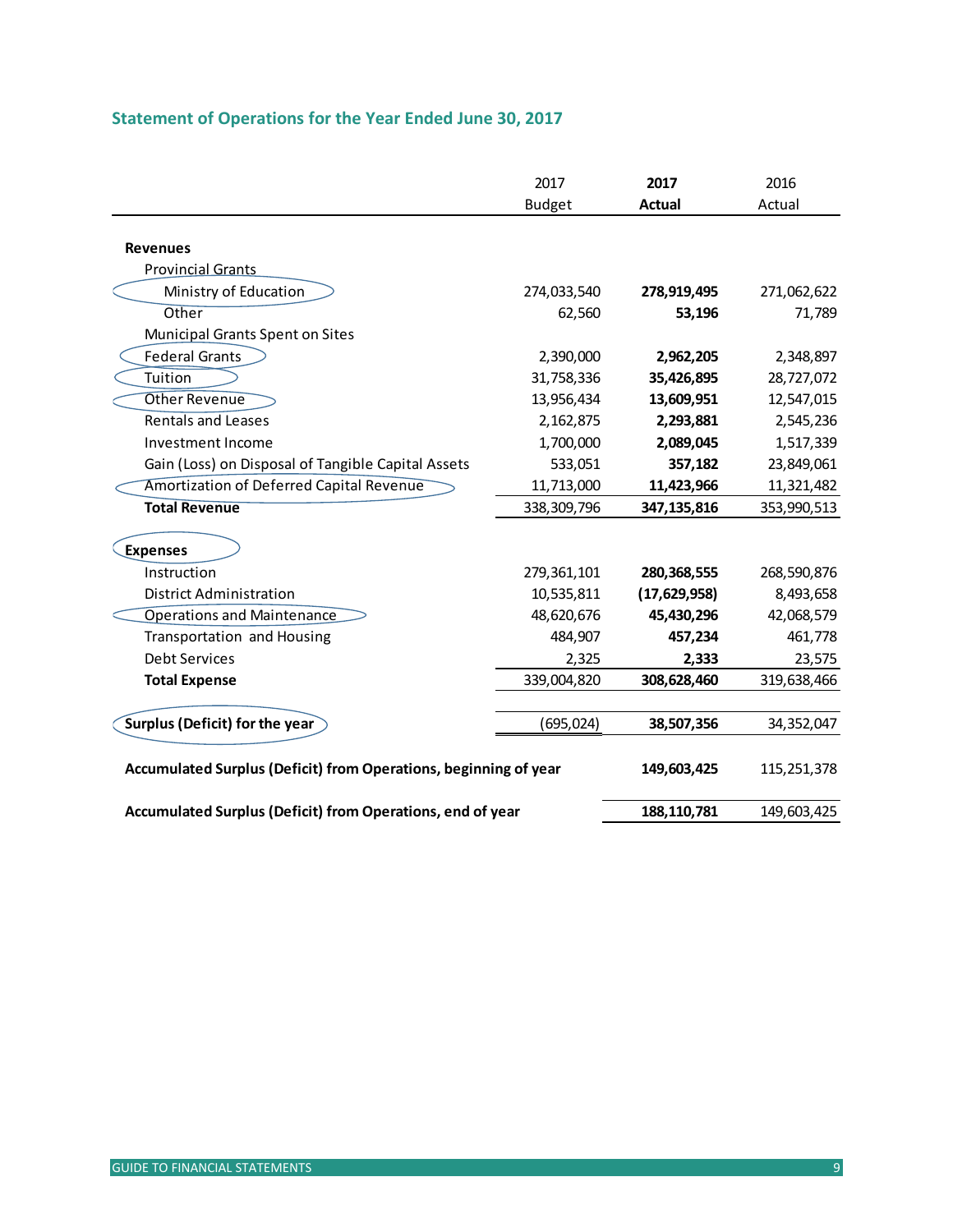## Statement of Operations for the Year Ended June 30, 2017

| | 2017 Budget | **2017 Actual** | 2016 Actual |
|---|---|---|---|
| **Revenues** | | | |
| Provincial Grants | | | |
| Ministry of Education | 274,033,540 | **278,919,495** | 271,062,622 |
| Other | 62,560 | **53,196** | 71,789 |
| Municipal Grants Spent on Sites | | | |
| Federal Grants | 2,390,000 | **2,962,205** | 2,348,897 |
| Tuition | 31,758,336 | **35,426,895** | 28,727,072 |
| Other Revenue | 13,956,434 | **13,609,951** | 12,547,015 |
| Rentals and Leases | 2,162,875 | **2,293,881** | 2,545,236 |
| Investment Income | 1,700,000 | **2,089,045** | 1,517,339 |
| Gain (Loss) on Disposal of Tangible Capital Assets | 533,051 | **357,182** | 23,849,061 |
| Amortization of Deferred Capital Revenue | 11,713,000 | **11,423,966** | 11,321,482 |
| **Total Revenue** | 338,309,796 | **347,135,816** | 353,990,513 |
| **Expenses** | | | |
| Instruction | 279,361,101 | **280,368,555** | 268,590,876 |
| District Administration | 10,535,811 | **(17,629,958)** | 8,493,658 |
| Operations and Maintenance | 48,620,676 | **45,430,296** | 42,068,579 |
| Transportation and Housing | 484,907 | **457,234** | 461,778 |
| Debt Services | 2,325 | **2,333** | 23,575 |
| **Total Expense** | 339,004,820 | **308,628,460** | 319,638,466 |
| **Surplus (Deficit) for the year** | (695,024) | **38,507,356** | 34,352,047 |
| **Accumulated Surplus (Deficit) from Operations, beginning of year** | | **149,603,425** | 115,251,378 |
| **Accumulated Surplus (Deficit) from Operations, end of year** | | **188,110,781** | 149,603,425 |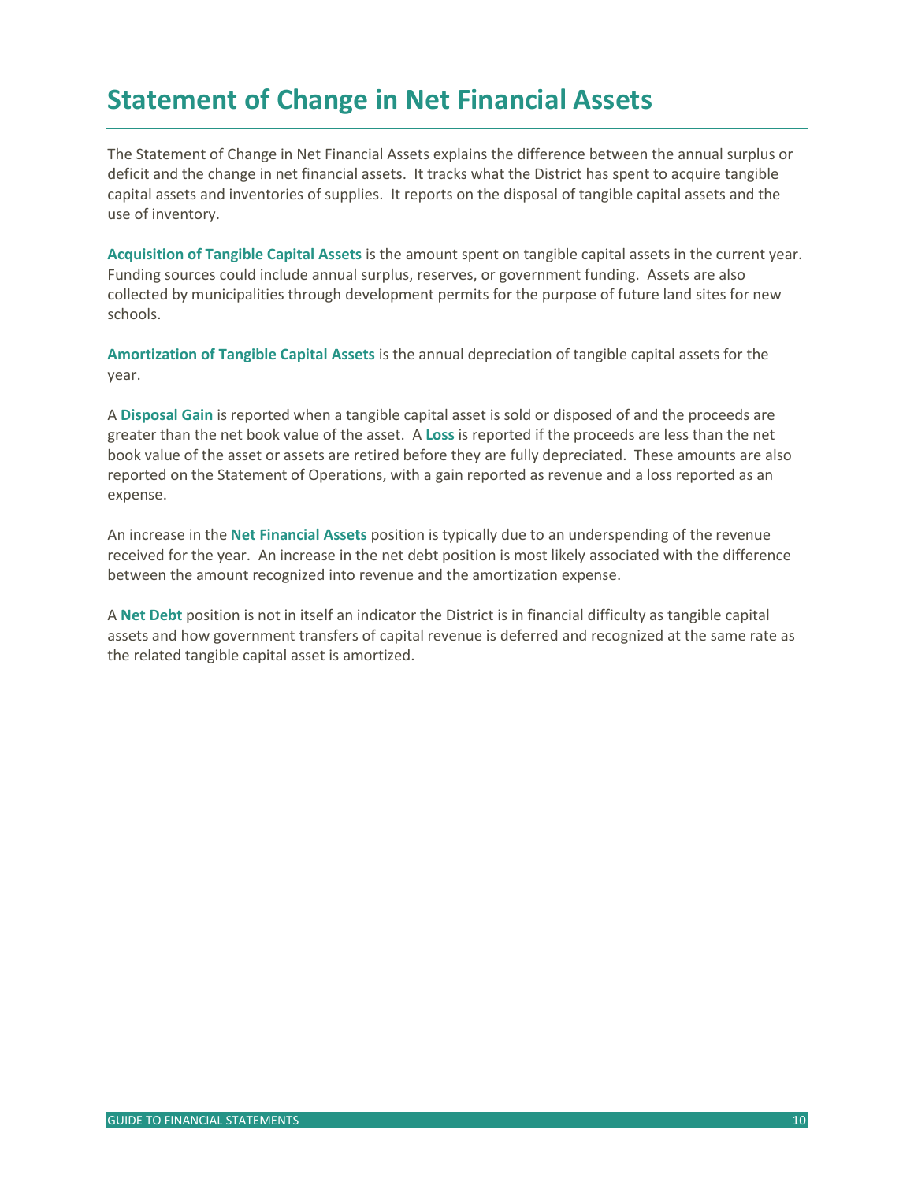# Statement of Change in Net Financial Assets

The Statement of Change in Net Financial Assets explains the difference between the annual surplus or deficit and the change in net financial assets. It tracks what the District has spent to acquire tangible capital assets and inventories of supplies. It reports on the disposal of tangible capital assets and the use of inventory.

**Acquisition of Tangible Capital Assets** is the amount spent on tangible capital assets in the current year. Funding sources could include annual surplus, reserves, or government funding. Assets are also collected by municipalities through development permits for the purpose of future land sites for new schools.

**Amortization of Tangible Capital Assets** is the annual depreciation of tangible capital assets for the year.

A **Disposal Gain** is reported when a tangible capital asset is sold or disposed of and the proceeds are greater than the net book value of the asset. A **Loss** is reported if the proceeds are less than the net book value of the asset or assets are retired before they are fully depreciated. These amounts are also reported on the Statement of Operations, with a gain reported as revenue and a loss reported as an expense.

An increase in the **Net Financial Assets** position is typically due to an underspending of the revenue received for the year. An increase in the net debt position is most likely associated with the difference between the amount recognized into revenue and the amortization expense.

A **Net Debt** position is not in itself an indicator the District is in financial difficulty as tangible capital assets and how government transfers of capital revenue is deferred and recognized at the same rate as the related tangible capital asset is amortized.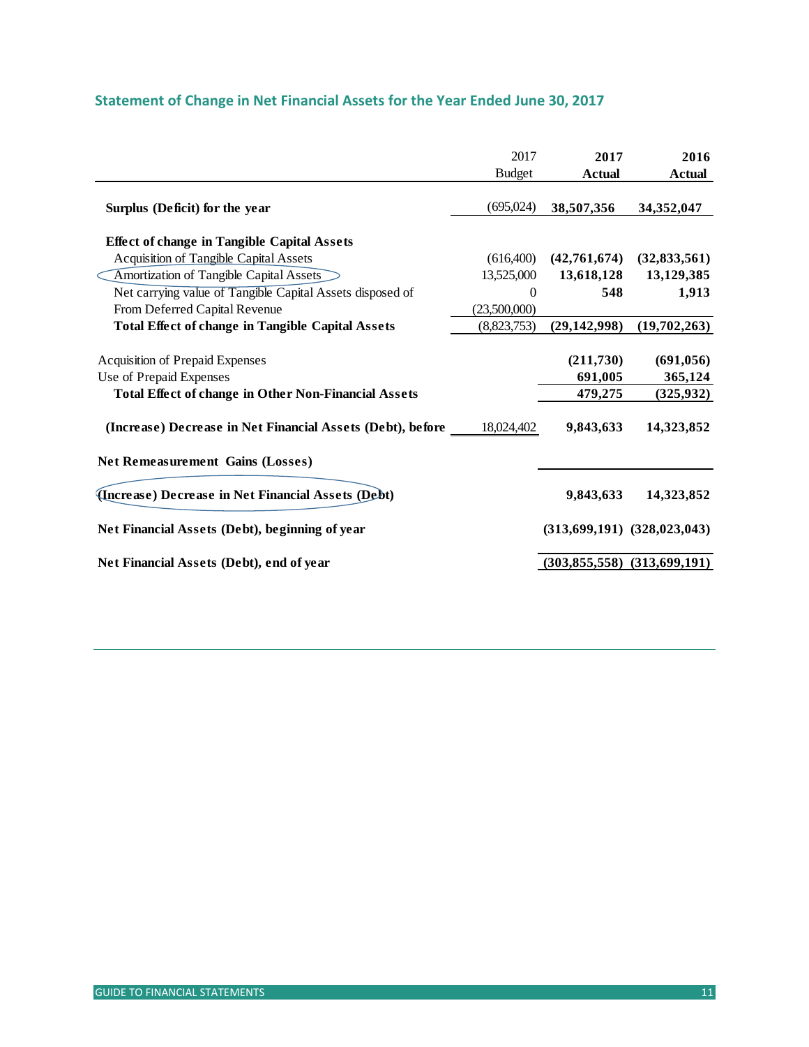## Statement of Change in Net Financial Assets for the Year Ended June 30, 2017

| | 2017 Budget | 2017 Actual | 2016 Actual |
|---|---|---|---|
| **Surplus (Deficit) for the year** | (695,024) | **38,507,356** | **34,352,047** |
| **Effect of change in Tangible Capital Assets** | | | |
| Acquisition of Tangible Capital Assets | (616,400) | **(42,761,674)** | **(32,833,561)** |
| Amortization of Tangible Capital Assets | 13,525,000 | **13,618,128** | **13,129,385** |
| Net carrying value of Tangible Capital Assets disposed of | 0 | **548** | **1,913** |
| From Deferred Capital Revenue | (23,500,000) | | |
| **Total Effect of change in Tangible Capital Assets** | (8,823,753) | **(29,142,998)** | **(19,702,263)** |
| Acquisition of Prepaid Expenses | | **(211,730)** | **(691,056)** |
| Use of Prepaid Expenses | | **691,005** | **365,124** |
| **Total Effect of change in Other Non-Financial Assets** | | **479,275** | **(325,932)** |
| **(Increase) Decrease in Net Financial Assets (Debt), before** | 18,024,402 | **9,843,633** | **14,323,852** |
| **Net Remeasurement Gains (Losses)** | | | |
| **(Increase) Decrease in Net Financial Assets (Debt)** | | **9,843,633** | **14,323,852** |
| **Net Financial Assets (Debt), beginning of year** | | **(313,699,191)** | **(328,023,043)** |
| **Net Financial Assets (Debt), end of year** | | **(303,855,558)** | **(313,699,191)** |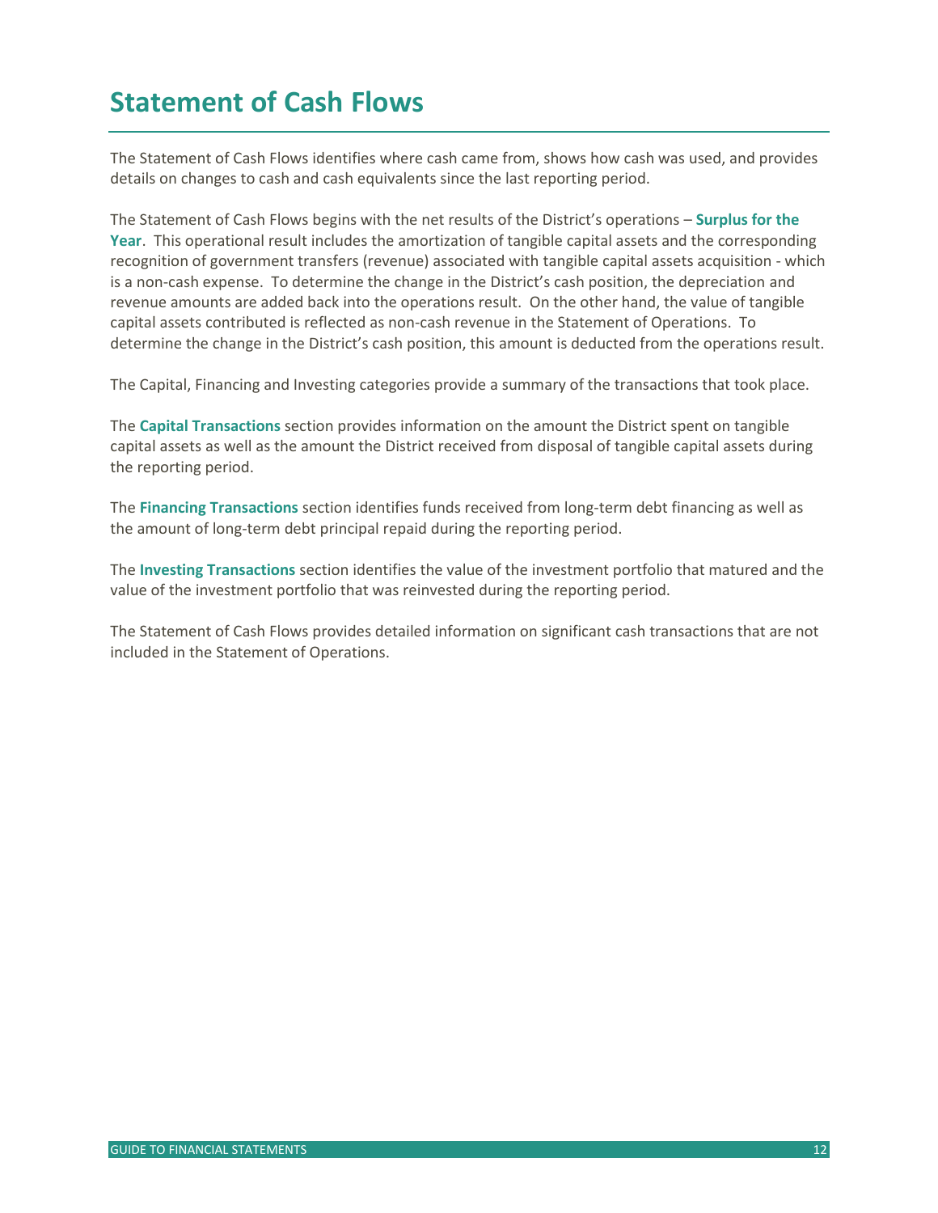# Statement of Cash Flows

The Statement of Cash Flows identifies where cash came from, shows how cash was used, and provides details on changes to cash and cash equivalents since the last reporting period.

The Statement of Cash Flows begins with the net results of the District's operations – **Surplus for the Year**. This operational result includes the amortization of tangible capital assets and the corresponding recognition of government transfers (revenue) associated with tangible capital assets acquisition - which is a non-cash expense. To determine the change in the District's cash position, the depreciation and revenue amounts are added back into the operations result. On the other hand, the value of tangible capital assets contributed is reflected as non-cash revenue in the Statement of Operations. To determine the change in the District's cash position, this amount is deducted from the operations result.

The Capital, Financing and Investing categories provide a summary of the transactions that took place.

The **Capital Transactions** section provides information on the amount the District spent on tangible capital assets as well as the amount the District received from disposal of tangible capital assets during the reporting period.

The **Financing Transactions** section identifies funds received from long-term debt financing as well as the amount of long-term debt principal repaid during the reporting period.

The **Investing Transactions** section identifies the value of the investment portfolio that matured and the value of the investment portfolio that was reinvested during the reporting period.

The Statement of Cash Flows provides detailed information on significant cash transactions that are not included in the Statement of Operations.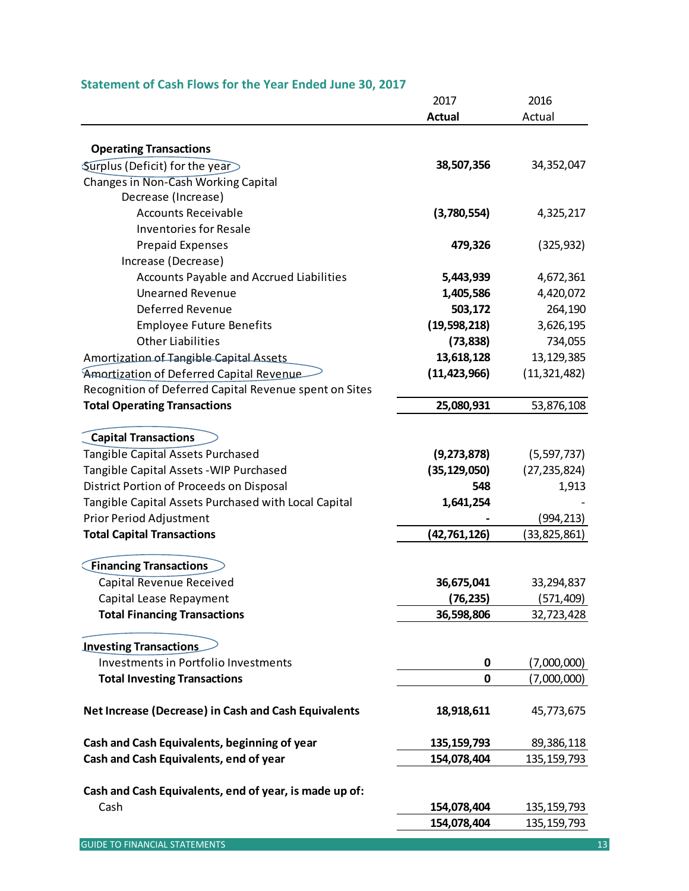## Statement of Cash Flows for the Year Ended June 30, 2017

| | 2017 **Actual** | 2016 Actual |
|---|---|---|
| **Operating Transactions** | | |
| Surplus (Deficit) for the year | **38,507,356** | 34,352,047 |
| Changes in Non-Cash Working Capital | | |
| Decrease (Increase) | | |
| Accounts Receivable | **(3,780,554)** | 4,325,217 |
| Inventories for Resale | | |
| Prepaid Expenses | **479,326** | (325,932) |
| Increase (Decrease) | | |
| Accounts Payable and Accrued Liabilities | **5,443,939** | 4,672,361 |
| Unearned Revenue | **1,405,586** | 4,420,072 |
| Deferred Revenue | **503,172** | 264,190 |
| Employee Future Benefits | **(19,598,218)** | 3,626,195 |
| Other Liabilities | **(73,838)** | 734,055 |
| Amortization of Tangible Capital Assets | **13,618,128** | 13,129,385 |
| Amortization of Deferred Capital Revenue | **(11,423,966)** | (11,321,482) |
| Recognition of Deferred Capital Revenue spent on Sites | | |
| **Total Operating Transactions** | **25,080,931** | 53,876,108 |
| **Capital Transactions** | | |
| Tangible Capital Assets Purchased | **(9,273,878)** | (5,597,737) |
| Tangible Capital Assets -WIP Purchased | **(35,129,050)** | (27,235,824) |
| District Portion of Proceeds on Disposal | **548** | 1,913 |
| Tangible Capital Assets Purchased with Local Capital | **1,641,254** | - |
| Prior Period Adjustment | **-** | (994,213) |
| **Total Capital Transactions** | **(42,761,126)** | (33,825,861) |
| **Financing Transactions** | | |
| Capital Revenue Received | **36,675,041** | 33,294,837 |
| Capital Lease Repayment | **(76,235)** | (571,409) |
| **Total Financing Transactions** | **36,598,806** | 32,723,428 |
| **Investing Transactions** | | |
| Investments in Portfolio Investments | **0** | (7,000,000) |
| **Total Investing Transactions** | **0** | (7,000,000) |
| **Net Increase (Decrease) in Cash and Cash Equivalents** | **18,918,611** | 45,773,675 |
| **Cash and Cash Equivalents, beginning of year** | **135,159,793** | 89,386,118 |
| **Cash and Cash Equivalents, end of year** | **154,078,404** | 135,159,793 |
| **Cash and Cash Equivalents, end of year, is made up of:** | | |
| Cash | **154,078,404** | 135,159,793 |
| | **154,078,404** | 135,159,793 |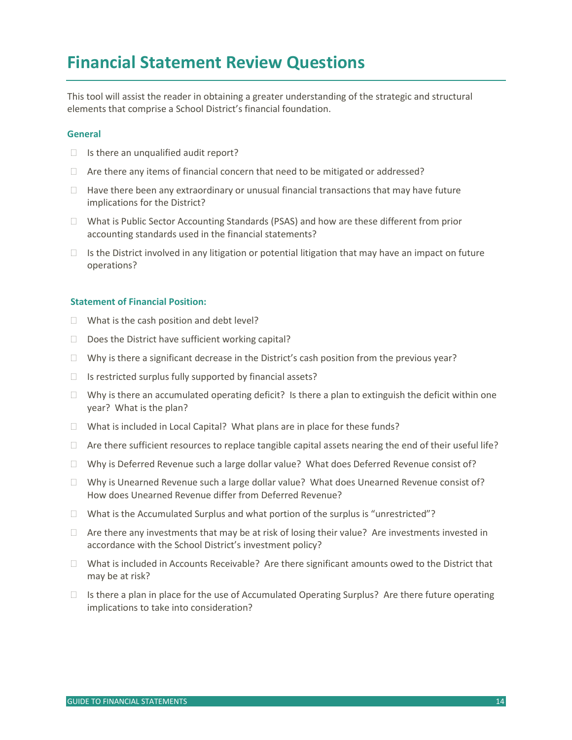# Financial Statement Review Questions

This tool will assist the reader in obtaining a greater understanding of the strategic and structural elements that comprise a School District's financial foundation.

### General

- Is there an unqualified audit report?
- Are there any items of financial concern that need to be mitigated or addressed?
- Have there been any extraordinary or unusual financial transactions that may have future implications for the District?
- What is Public Sector Accounting Standards (PSAS) and how are these different from prior accounting standards used in the financial statements?
- Is the District involved in any litigation or potential litigation that may have an impact on future operations?

### Statement of Financial Position:

- What is the cash position and debt level?
- Does the District have sufficient working capital?
- Why is there a significant decrease in the District's cash position from the previous year?
- Is restricted surplus fully supported by financial assets?
- Why is there an accumulated operating deficit? Is there a plan to extinguish the deficit within one year? What is the plan?
- What is included in Local Capital? What plans are in place for these funds?
- Are there sufficient resources to replace tangible capital assets nearing the end of their useful life?
- Why is Deferred Revenue such a large dollar value? What does Deferred Revenue consist of?
- Why is Unearned Revenue such a large dollar value? What does Unearned Revenue consist of? How does Unearned Revenue differ from Deferred Revenue?
- What is the Accumulated Surplus and what portion of the surplus is "unrestricted"?
- Are there any investments that may be at risk of losing their value? Are investments invested in accordance with the School District's investment policy?
- What is included in Accounts Receivable? Are there significant amounts owed to the District that may be at risk?
- Is there a plan in place for the use of Accumulated Operating Surplus? Are there future operating implications to take into consideration?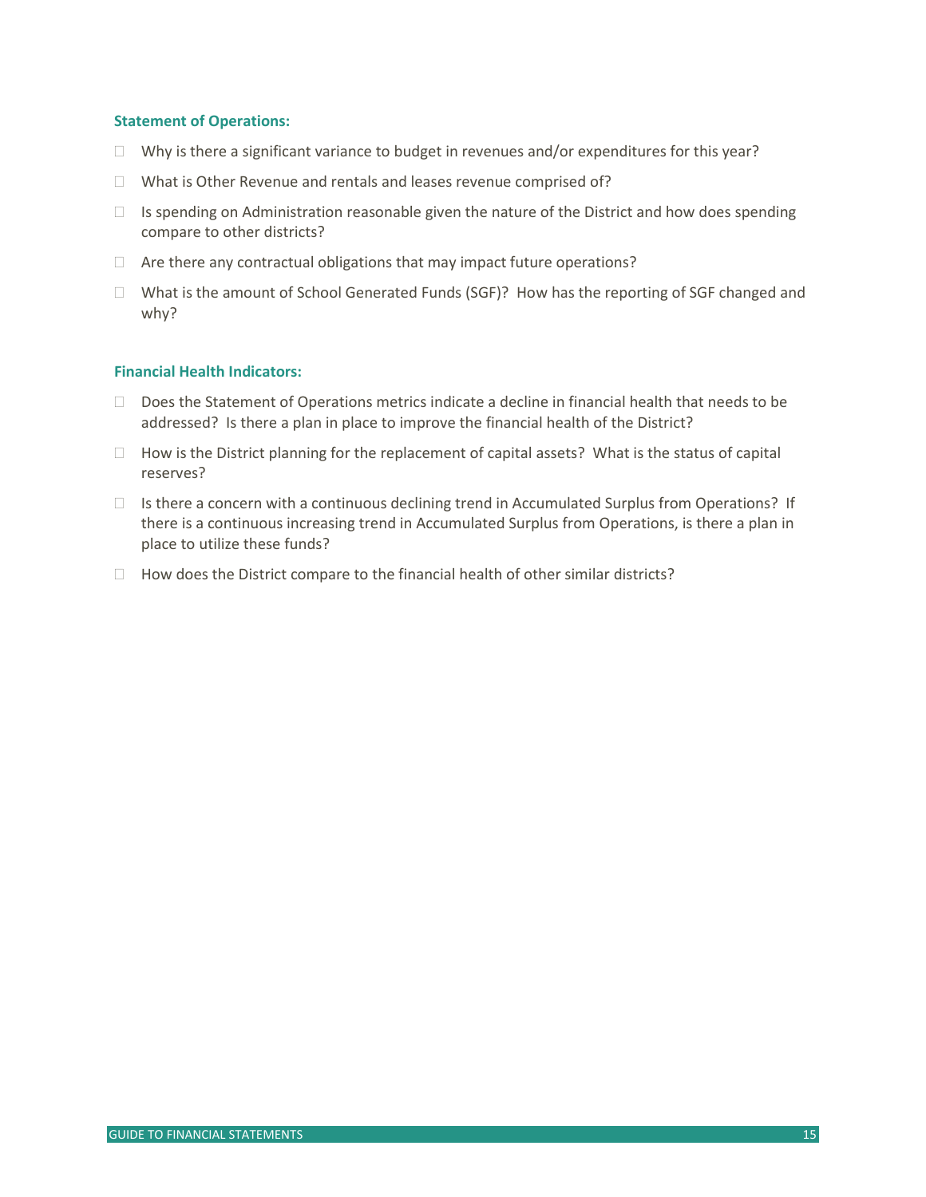**Statement of Operations:**

- Why is there a significant variance to budget in revenues and/or expenditures for this year?
- What is Other Revenue and rentals and leases revenue comprised of?
- Is spending on Administration reasonable given the nature of the District and how does spending compare to other districts?
- Are there any contractual obligations that may impact future operations?
- What is the amount of School Generated Funds (SGF)? How has the reporting of SGF changed and why?

**Financial Health Indicators:**

- Does the Statement of Operations metrics indicate a decline in financial health that needs to be addressed? Is there a plan in place to improve the financial health of the District?
- How is the District planning for the replacement of capital assets? What is the status of capital reserves?
- Is there a concern with a continuous declining trend in Accumulated Surplus from Operations? If there is a continuous increasing trend in Accumulated Surplus from Operations, is there a plan in place to utilize these funds?
- How does the District compare to the financial health of other similar districts?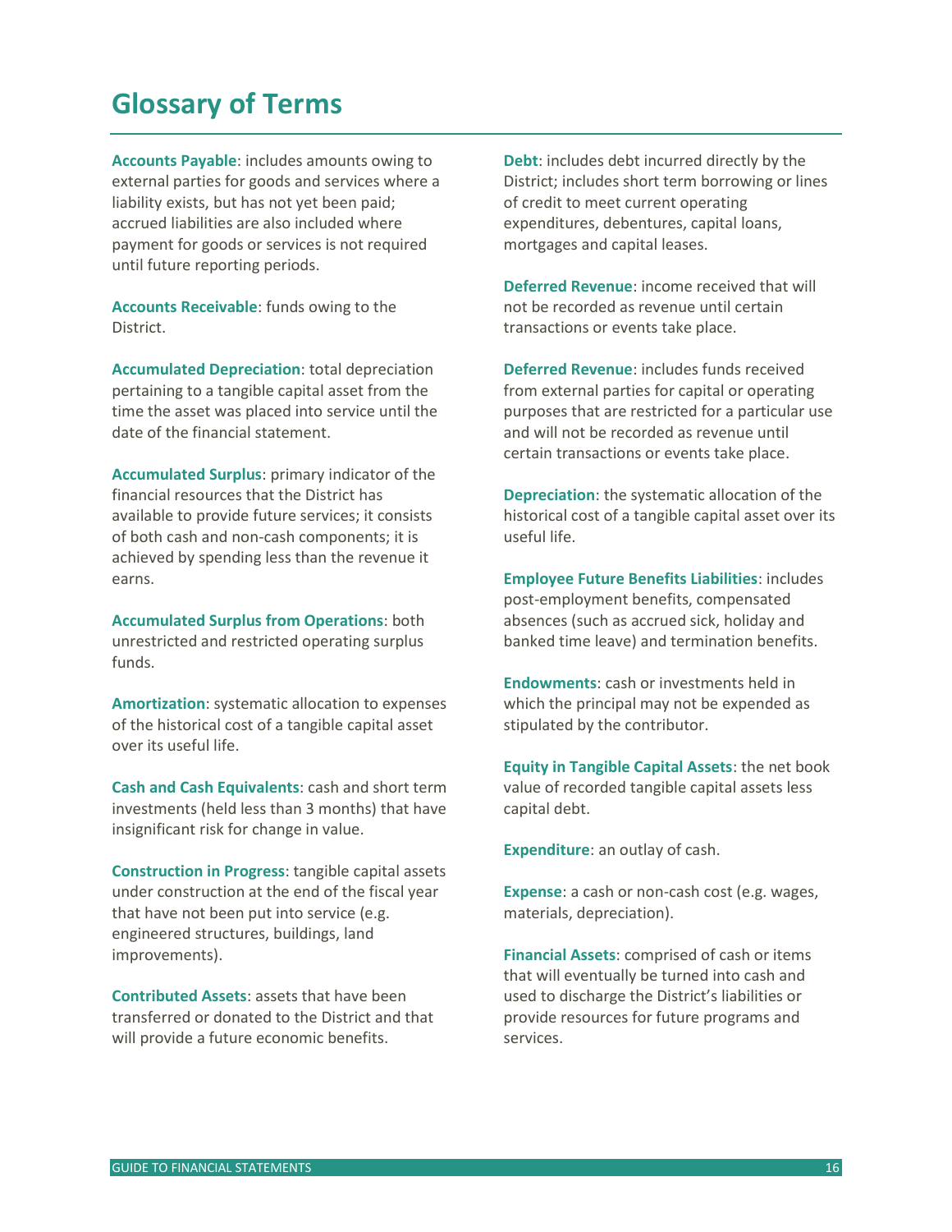# Glossary of Terms

**Accounts Payable**: includes amounts owing to external parties for goods and services where a liability exists, but has not yet been paid; accrued liabilities are also included where payment for goods or services is not required until future reporting periods.

**Accounts Receivable**: funds owing to the District.

**Accumulated Depreciation**: total depreciation pertaining to a tangible capital asset from the time the asset was placed into service until the date of the financial statement.

**Accumulated Surplus**: primary indicator of the financial resources that the District has available to provide future services; it consists of both cash and non-cash components; it is achieved by spending less than the revenue it earns.

**Accumulated Surplus from Operations**: both unrestricted and restricted operating surplus funds.

**Amortization**: systematic allocation to expenses of the historical cost of a tangible capital asset over its useful life.

**Cash and Cash Equivalents**: cash and short term investments (held less than 3 months) that have insignificant risk for change in value.

**Construction in Progress**: tangible capital assets under construction at the end of the fiscal year that have not been put into service (e.g. engineered structures, buildings, land improvements).

**Contributed Assets**: assets that have been transferred or donated to the District and that will provide a future economic benefits.

**Debt**: includes debt incurred directly by the District; includes short term borrowing or lines of credit to meet current operating expenditures, debentures, capital loans, mortgages and capital leases.

**Deferred Revenue**: income received that will not be recorded as revenue until certain transactions or events take place.

**Deferred Revenue**: includes funds received from external parties for capital or operating purposes that are restricted for a particular use and will not be recorded as revenue until certain transactions or events take place.

**Depreciation**: the systematic allocation of the historical cost of a tangible capital asset over its useful life.

**Employee Future Benefits Liabilities**: includes post-employment benefits, compensated absences (such as accrued sick, holiday and banked time leave) and termination benefits.

**Endowments**: cash or investments held in which the principal may not be expended as stipulated by the contributor.

**Equity in Tangible Capital Assets**: the net book value of recorded tangible capital assets less capital debt.

**Expenditure**: an outlay of cash.

**Expense**: a cash or non-cash cost (e.g. wages, materials, depreciation).

**Financial Assets**: comprised of cash or items that will eventually be turned into cash and used to discharge the District's liabilities or provide resources for future programs and services.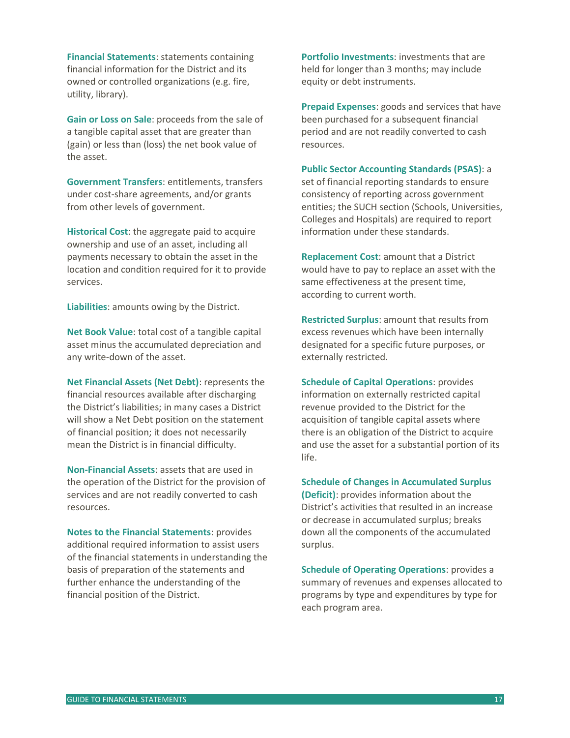**Financial Statements**: statements containing financial information for the District and its owned or controlled organizations (e.g. fire, utility, library).

**Gain or Loss on Sale**: proceeds from the sale of a tangible capital asset that are greater than (gain) or less than (loss) the net book value of the asset.

**Government Transfers**: entitlements, transfers under cost-share agreements, and/or grants from other levels of government.

**Historical Cost**: the aggregate paid to acquire ownership and use of an asset, including all payments necessary to obtain the asset in the location and condition required for it to provide services.

**Liabilities**: amounts owing by the District.

**Net Book Value**: total cost of a tangible capital asset minus the accumulated depreciation and any write-down of the asset.

**Net Financial Assets (Net Debt)**: represents the financial resources available after discharging the District's liabilities; in many cases a District will show a Net Debt position on the statement of financial position; it does not necessarily mean the District is in financial difficulty.

**Non-Financial Assets**: assets that are used in the operation of the District for the provision of services and are not readily converted to cash resources.

**Notes to the Financial Statements**: provides additional required information to assist users of the financial statements in understanding the basis of preparation of the statements and further enhance the understanding of the financial position of the District.

**Portfolio Investments**: investments that are held for longer than 3 months; may include equity or debt instruments.

**Prepaid Expenses**: goods and services that have been purchased for a subsequent financial period and are not readily converted to cash resources.

**Public Sector Accounting Standards (PSAS)**: a set of financial reporting standards to ensure consistency of reporting across government entities; the SUCH section (Schools, Universities, Colleges and Hospitals) are required to report information under these standards.

**Replacement Cost**: amount that a District would have to pay to replace an asset with the same effectiveness at the present time, according to current worth.

**Restricted Surplus**: amount that results from excess revenues which have been internally designated for a specific future purposes, or externally restricted.

**Schedule of Capital Operations**: provides information on externally restricted capital revenue provided to the District for the acquisition of tangible capital assets where there is an obligation of the District to acquire and use the asset for a substantial portion of its life.

**Schedule of Changes in Accumulated Surplus (Deficit)**: provides information about the District's activities that resulted in an increase or decrease in accumulated surplus; breaks down all the components of the accumulated surplus.

**Schedule of Operating Operations**: provides a summary of revenues and expenses allocated to programs by type and expenditures by type for each program area.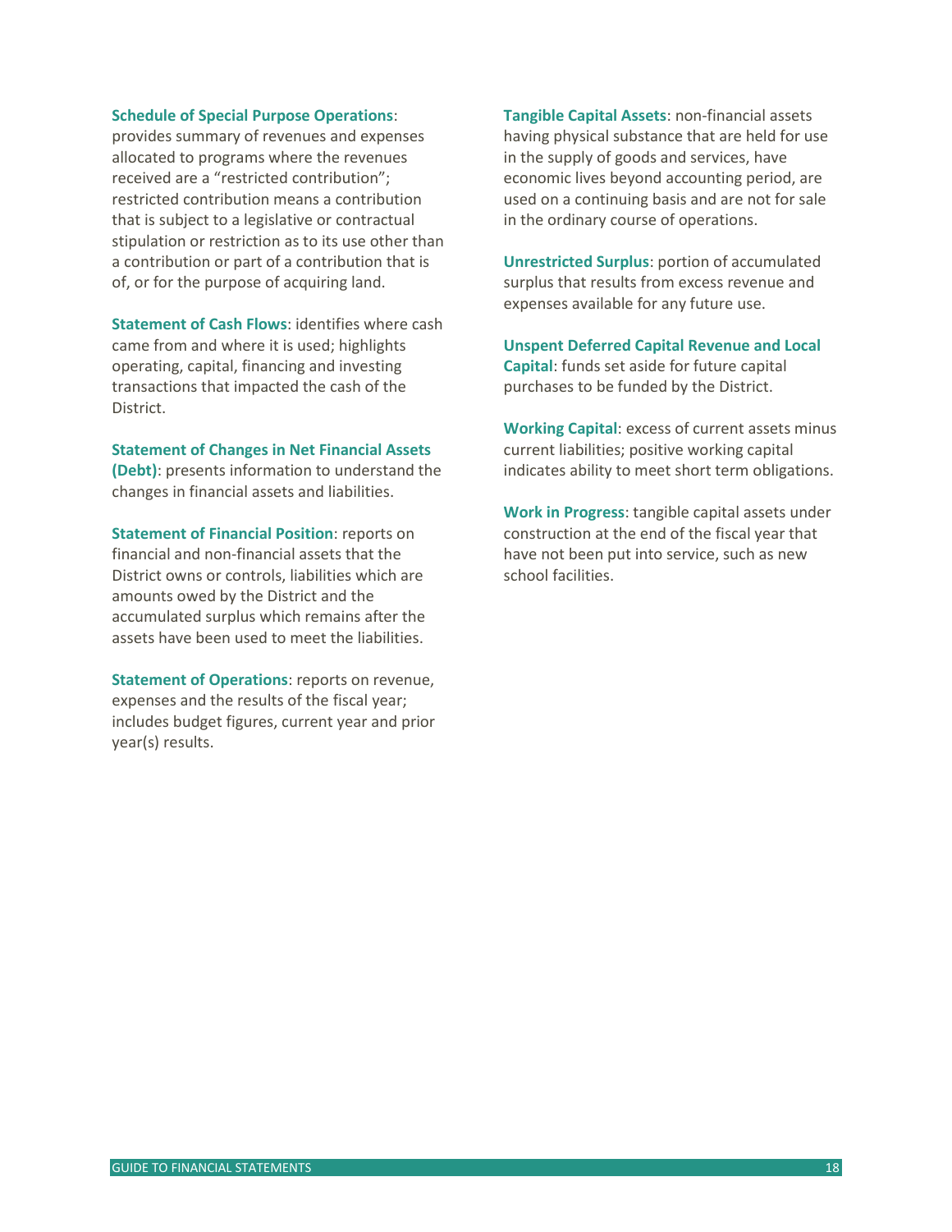**Schedule of Special Purpose Operations**: provides summary of revenues and expenses allocated to programs where the revenues received are a "restricted contribution"; restricted contribution means a contribution that is subject to a legislative or contractual stipulation or restriction as to its use other than a contribution or part of a contribution that is of, or for the purpose of acquiring land.

**Statement of Cash Flows**: identifies where cash came from and where it is used; highlights operating, capital, financing and investing transactions that impacted the cash of the District.

**Statement of Changes in Net Financial Assets (Debt)**: presents information to understand the changes in financial assets and liabilities.

**Statement of Financial Position**: reports on financial and non-financial assets that the District owns or controls, liabilities which are amounts owed by the District and the accumulated surplus which remains after the assets have been used to meet the liabilities.

**Statement of Operations**: reports on revenue, expenses and the results of the fiscal year; includes budget figures, current year and prior year(s) results.

**Tangible Capital Assets**: non-financial assets having physical substance that are held for use in the supply of goods and services, have economic lives beyond accounting period, are used on a continuing basis and are not for sale in the ordinary course of operations.

**Unrestricted Surplus**: portion of accumulated surplus that results from excess revenue and expenses available for any future use.

**Unspent Deferred Capital Revenue and Local Capital**: funds set aside for future capital purchases to be funded by the District.

**Working Capital**: excess of current assets minus current liabilities; positive working capital indicates ability to meet short term obligations.

**Work in Progress**: tangible capital assets under construction at the end of the fiscal year that have not been put into service, such as new school facilities.